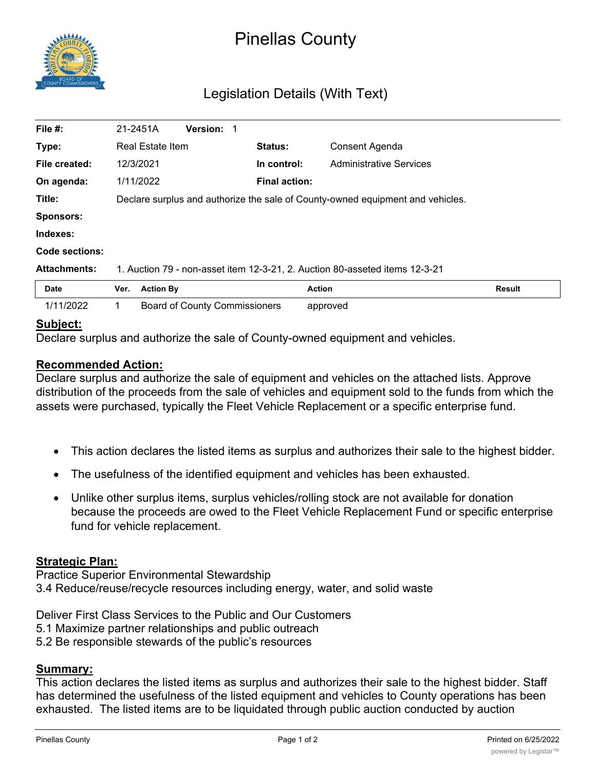# Pinellas County

## Legislation Details (With Text)

| | | | |
|---|---|---|---|
| **File #:** | 21-2451A **Version:** 1 | | |
| **Type:** | Real Estate Item | **Status:** | Consent Agenda |
| **File created:** | 12/3/2021 | **In control:** | Administrative Services |
| **On agenda:** | 1/11/2022 | **Final action:** | |
| **Title:** | Declare surplus and authorize the sale of County-owned equipment and vehicles. | | |
| **Sponsors:** | | | |
| **Indexes:** | | | |
| **Code sections:** | | | |
| **Attachments:** | 1. Auction 79 - non-asset item 12-3-21, 2. Auction 80-asseted items 12-3-21 | | |

| Date | Ver. | Action By | Action | Result |
|---|---|---|---|---|
| 1/11/2022 | 1 | Board of County Commissioners | approved | |

**Subject:**

Declare surplus and authorize the sale of County-owned equipment and vehicles.

**Recommended Action:**

Declare surplus and authorize the sale of equipment and vehicles on the attached lists. Approve distribution of the proceeds from the sale of vehicles and equipment sold to the funds from which the assets were purchased, typically the Fleet Vehicle Replacement or a specific enterprise fund.

- This action declares the listed items as surplus and authorizes their sale to the highest bidder.
- The usefulness of the identified equipment and vehicles has been exhausted.
- Unlike other surplus items, surplus vehicles/rolling stock are not available for donation because the proceeds are owed to the Fleet Vehicle Replacement Fund or specific enterprise fund for vehicle replacement.

**Strategic Plan:**

Practice Superior Environmental Stewardship
3.4 Reduce/reuse/recycle resources including energy, water, and solid waste

Deliver First Class Services to the Public and Our Customers
5.1 Maximize partner relationships and public outreach
5.2 Be responsible stewards of the public's resources

**Summary:**

This action declares the listed items as surplus and authorizes their sale to the highest bidder. Staff has determined the usefulness of the listed equipment and vehicles to County operations has been exhausted. The listed items are to be liquidated through public auction conducted by auction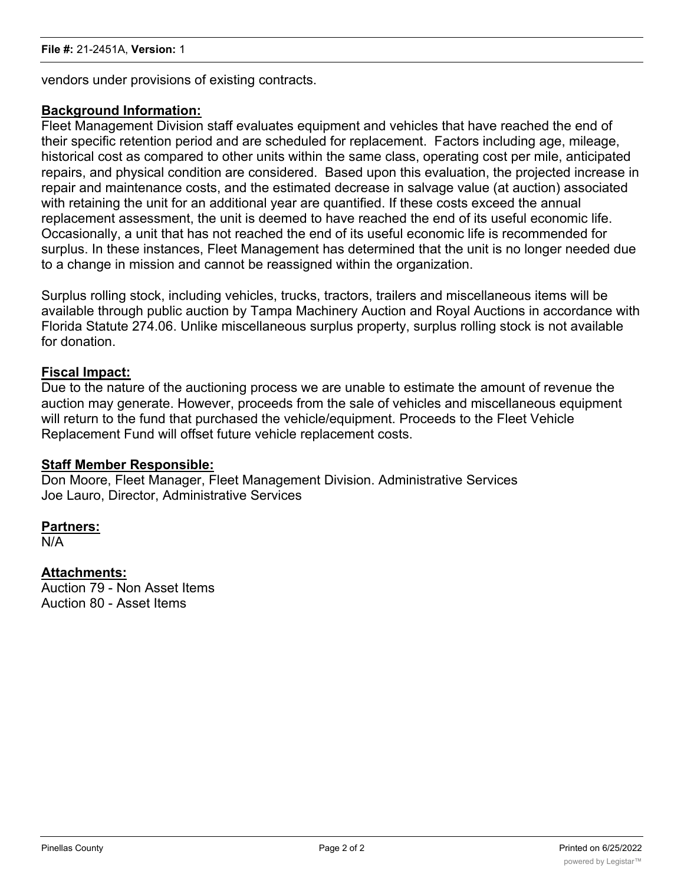vendors under provisions of existing contracts.

**Background Information:**

Fleet Management Division staff evaluates equipment and vehicles that have reached the end of their specific retention period and are scheduled for replacement. Factors including age, mileage, historical cost as compared to other units within the same class, operating cost per mile, anticipated repairs, and physical condition are considered. Based upon this evaluation, the projected increase in repair and maintenance costs, and the estimated decrease in salvage value (at auction) associated with retaining the unit for an additional year are quantified. If these costs exceed the annual replacement assessment, the unit is deemed to have reached the end of its useful economic life. Occasionally, a unit that has not reached the end of its useful economic life is recommended for surplus. In these instances, Fleet Management has determined that the unit is no longer needed due to a change in mission and cannot be reassigned within the organization.

Surplus rolling stock, including vehicles, trucks, tractors, trailers and miscellaneous items will be available through public auction by Tampa Machinery Auction and Royal Auctions in accordance with Florida Statute 274.06. Unlike miscellaneous surplus property, surplus rolling stock is not available for donation.

**Fiscal Impact:**

Due to the nature of the auctioning process we are unable to estimate the amount of revenue the auction may generate. However, proceeds from the sale of vehicles and miscellaneous equipment will return to the fund that purchased the vehicle/equipment. Proceeds to the Fleet Vehicle Replacement Fund will offset future vehicle replacement costs.

**Staff Member Responsible:**

Don Moore, Fleet Manager, Fleet Management Division. Administrative Services
Joe Lauro, Director, Administrative Services

**Partners:**

N/A

**Attachments:**

Auction 79 - Non Asset Items
Auction 80 - Asset Items